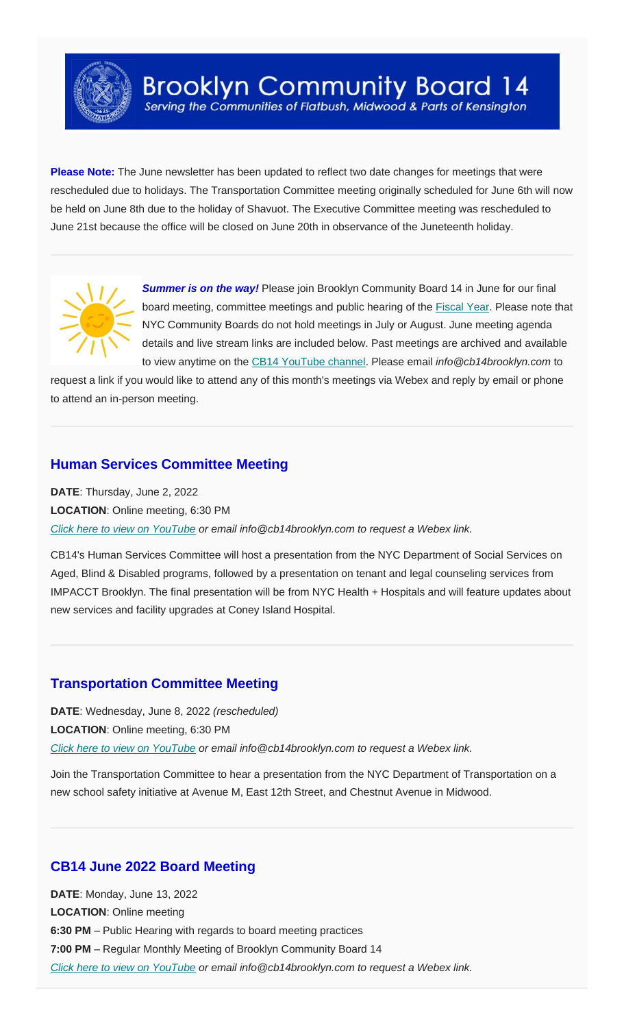# Brooklyn Community Board 14

*Serving the Communities of Flatbush, Midwood & Parts of Kensington*

**Please Note:** The June newsletter has been updated to reflect two date changes for meetings that were rescheduled due to holidays. The Transportation Committee meeting originally scheduled for June 6th will now be held on June 8th due to the holiday of Shavuot. The Executive Committee meeting was rescheduled to June 21st because the office will be closed on June 20th in observance of the Juneteenth holiday.

***Summer is on the way!*** Please join Brooklyn Community Board 14 in June for our final board meeting, committee meetings and public hearing of the Fiscal Year. Please note that NYC Community Boards do not hold meetings in July or August. June meeting agenda details and live stream links are included below. Past meetings are archived and available to view anytime on the CB14 YouTube channel. Please email *info@cb14brooklyn.com* to request a link if you would like to attend any of this month's meetings via Webex and reply by email or phone to attend an in-person meeting.

## Human Services Committee Meeting

**DATE**: Thursday, June 2, 2022

**LOCATION**: Online meeting, 6:30 PM

*Click here to view on YouTube or email info@cb14brooklyn.com to request a Webex link.*

CB14's Human Services Committee will host a presentation from the NYC Department of Social Services on Aged, Blind & Disabled programs, followed by a presentation on tenant and legal counseling services from IMPACCT Brooklyn. The final presentation will be from NYC Health + Hospitals and will feature updates about new services and facility upgrades at Coney Island Hospital.

## Transportation Committee Meeting

**DATE**: Wednesday, June 8, 2022 *(rescheduled)*

**LOCATION**: Online meeting, 6:30 PM

*Click here to view on YouTube or email info@cb14brooklyn.com to request a Webex link.*

Join the Transportation Committee to hear a presentation from the NYC Department of Transportation on a new school safety initiative at Avenue M, East 12th Street, and Chestnut Avenue in Midwood.

## CB14 June 2022 Board Meeting

**DATE**: Monday, June 13, 2022

**LOCATION**: Online meeting

**6:30 PM** – Public Hearing with regards to board meeting practices

**7:00 PM** – Regular Monthly Meeting of Brooklyn Community Board 14

*Click here to view on YouTube or email info@cb14brooklyn.com to request a Webex link.*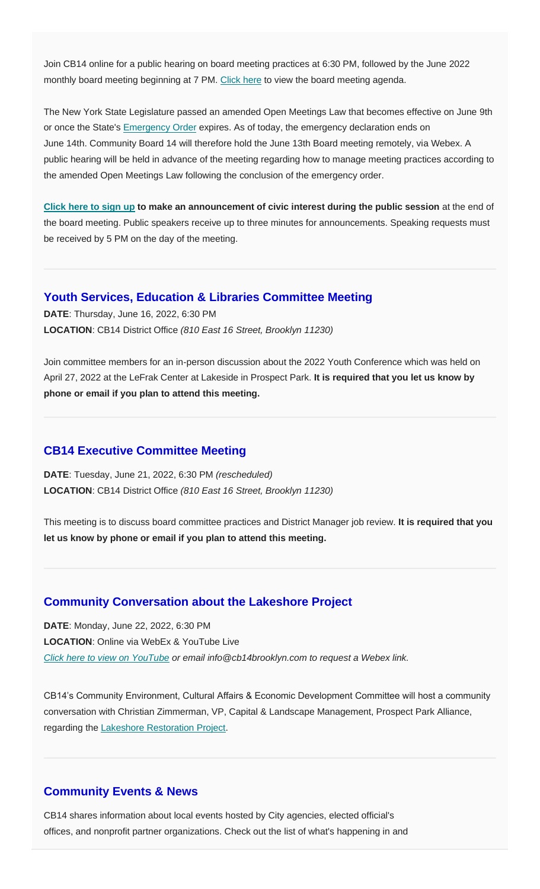Join CB14 online for a public hearing on board meeting practices at 6:30 PM, followed by the June 2022 monthly board meeting beginning at 7 PM. Click here to view the board meeting agenda.

The New York State Legislature passed an amended Open Meetings Law that becomes effective on June 9th or once the State's Emergency Order expires. As of today, the emergency declaration ends on June 14th. Community Board 14 will therefore hold the June 13th Board meeting remotely, via Webex. A public hearing will be held in advance of the meeting regarding how to manage meeting practices according to the amended Open Meetings Law following the conclusion of the emergency order.

**Click here to sign up to make an announcement of civic interest during the public session** at the end of the board meeting. Public speakers receive up to three minutes for announcements. Speaking requests must be received by 5 PM on the day of the meeting.

## Youth Services, Education & Libraries Committee Meeting

**DATE**: Thursday, June 16, 2022, 6:30 PM
**LOCATION**: CB14 District Office *(810 East 16 Street, Brooklyn 11230)*

Join committee members for an in-person discussion about the 2022 Youth Conference which was held on April 27, 2022 at the LeFrak Center at Lakeside in Prospect Park. **It is required that you let us know by phone or email if you plan to attend this meeting.**

## CB14 Executive Committee Meeting

**DATE**: Tuesday, June 21, 2022, 6:30 PM *(rescheduled)*
**LOCATION**: CB14 District Office *(810 East 16 Street, Brooklyn 11230)*

This meeting is to discuss board committee practices and District Manager job review. **It is required that you let us know by phone or email if you plan to attend this meeting.**

## Community Conversation about the Lakeshore Project

**DATE**: Monday, June 22, 2022, 6:30 PM
**LOCATION**: Online via WebEx & YouTube Live
*Click here to view on YouTube or email info@cb14brooklyn.com to request a Webex link.*

CB14's Community Environment, Cultural Affairs & Economic Development Committee will host a community conversation with Christian Zimmerman, VP, Capital & Landscape Management, Prospect Park Alliance, regarding the Lakeshore Restoration Project.

## Community Events & News

CB14 shares information about local events hosted by City agencies, elected official's offices, and nonprofit partner organizations. Check out the list of what's happening in and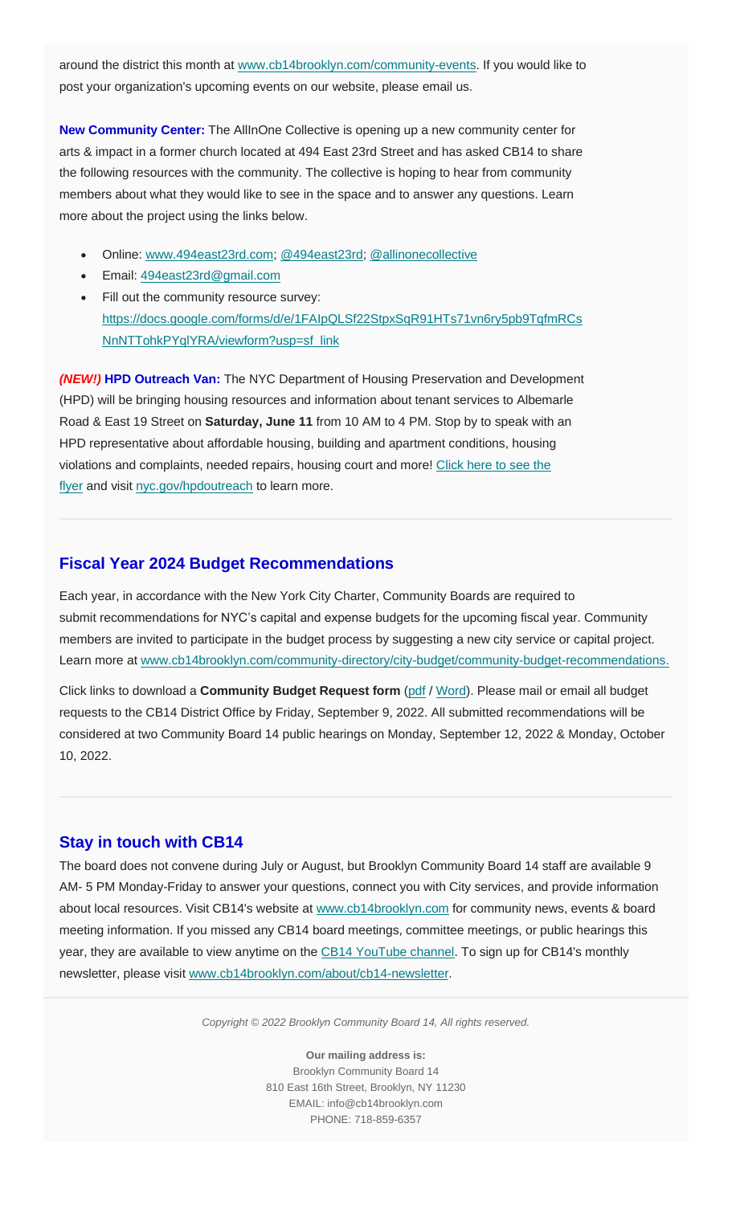around the district this month at [www.cb14brooklyn.com/community-events](http://www.cb14brooklyn.com/community-events). If you would like to post your organization's upcoming events on our website, please email us.

**New Community Center:** The AllInOne Collective is opening up a new community center for arts & impact in a former church located at 494 East 23rd Street and has asked CB14 to share the following resources with the community. The collective is hoping to hear from community members about what they would like to see in the space and to answer any questions. Learn more about the project using the links below.

- Online: www.494east23rd.com; @494east23rd; @allinonecollective
- Email: 494east23rd@gmail.com
- Fill out the community resource survey: https://docs.google.com/forms/d/e/1FAIpQLSf22StpxSqR91HTs71vn6ry5pb9TqfmRCsNnNTTohkPYqlYRA/viewform?usp=sf_link

***(NEW!)*** **HPD Outreach Van:** The NYC Department of Housing Preservation and Development (HPD) will be bringing housing resources and information about tenant services to Albemarle Road & East 19 Street on **Saturday, June 11** from 10 AM to 4 PM. Stop by to speak with an HPD representative about affordable housing, building and apartment conditions, housing violations and complaints, needed repairs, housing court and more! Click here to see the flyer and visit nyc.gov/hpdoutreach to learn more.

## Fiscal Year 2024 Budget Recommendations

Each year, in accordance with the New York City Charter, Community Boards are required to submit recommendations for NYC's capital and expense budgets for the upcoming fiscal year. Community members are invited to participate in the budget process by suggesting a new city service or capital project. Learn more at www.cb14brooklyn.com/community-directory/city-budget/community-budget-recommendations.

Click links to download a **Community Budget Request form** (pdf / Word). Please mail or email all budget requests to the CB14 District Office by Friday, September 9, 2022. All submitted recommendations will be considered at two Community Board 14 public hearings on Monday, September 12, 2022 & Monday, October 10, 2022.

## Stay in touch with CB14

The board does not convene during July or August, but Brooklyn Community Board 14 staff are available 9 AM- 5 PM Monday-Friday to answer your questions, connect you with City services, and provide information about local resources. Visit CB14's website at www.cb14brooklyn.com for community news, events & board meeting information. If you missed any CB14 board meetings, committee meetings, or public hearings this year, they are available to view anytime on the CB14 YouTube channel. To sign up for CB14's monthly newsletter, please visit www.cb14brooklyn.com/about/cb14-newsletter.

*Copyright © 2022 Brooklyn Community Board 14, All rights reserved.*

**Our mailing address is:**
Brooklyn Community Board 14
810 East 16th Street, Brooklyn, NY 11230
EMAIL: info@cb14brooklyn.com
PHONE: 718-859-6357